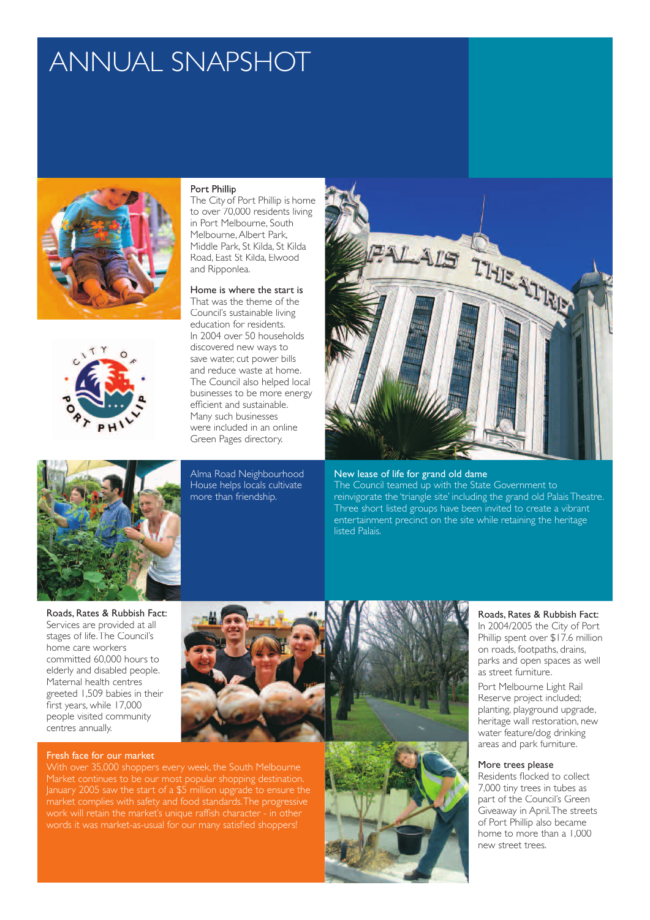# ANNUAL SNAPSHOT

### Port Phillip

The City of Port Phillip is home to over 70,000 residents living in Port Melbourne, South Melbourne, Albert Park, Middle Park, St Kilda, St Kilda Road, East St Kilda, Elwood and Ripponlea.

### Home is where the start is

That was the theme of the Council's sustainable living education for residents. In 2004 over 50 households discovered new ways to save water, cut power bills and reduce waste at home. The Council also helped local businesses to be more energy efficient and sustainable. Many such businesses were included in an online Green Pages directory.

Alma Road Neighbourhood House helps locals cultivate more than friendship.

### New lease of life for grand old dame

The Council teamed up with the State Government to reinvigorate the 'triangle site' including the grand old Palais Theatre. Three short listed groups have been invited to create a vibrant entertainment precinct on the site while retaining the heritage listed Palais.

### Roads, Rates & Rubbish Fact:

Services are provided at all stages of life. The Council's home care workers committed 60,000 hours to elderly and disabled people. Maternal health centres greeted 1,509 babies in their first years, while 17,000 people visited community centres annually.

### Fresh face for our market

With over 35,000 shoppers every week, the South Melbourne Market continues to be our most popular shopping destination. January 2005 saw the start of a $5 million upgrade to ensure the market complies with safety and food standards. The progressive work will retain the market's unique raffish character - in other words it was market-as-usual for our many satisfied shoppers!

### Roads, Rates & Rubbish Fact:

In 2004/2005 the City of Port Phillip spent over $17.6 million on roads, footpaths, drains, parks and open spaces as well as street furniture.

Port Melbourne Light Rail Reserve project included; planting, playground upgrade, heritage wall restoration, new water feature/dog drinking areas and park furniture.

### More trees please

Residents flocked to collect 7,000 tiny trees in tubes as part of the Council's Green Giveaway in April. The streets of Port Phillip also became home to more than a 1,000 new street trees.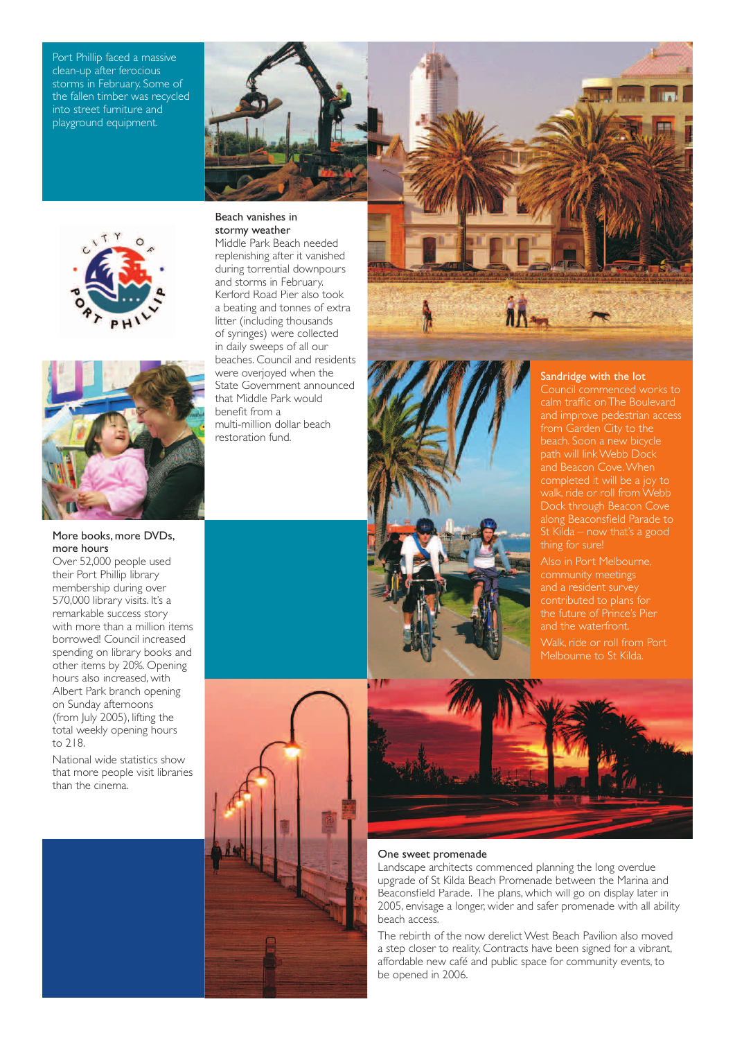Port Phillip faced a massive clean-up after ferocious storms in February. Some of the fallen timber was recycled into street furniture and playground equipment.

### Beach vanishes in stormy weather

Middle Park Beach needed replenishing after it vanished during torrential downpours and storms in February. Kerford Road Pier also took a beating and tonnes of extra litter (including thousands of syringes) were collected in daily sweeps of all our beaches. Council and residents were overjoyed when the State Government announced that Middle Park would benefit from a multi-million dollar beach restoration fund.

CITY OF PORT PHILLIP

### More books, more DVDs, more hours

Over 52,000 people used their Port Phillip library membership during over 570,000 library visits. It's a remarkable success story with more than a million items borrowed! Council increased spending on library books and other items by 20%. Opening hours also increased, with Albert Park branch opening on Sunday afternoons (from July 2005), lifting the total weekly opening hours to 218.

National wide statistics show that more people visit libraries than the cinema.

### Sandridge with the lot

Council commenced works to calm traffic on The Boulevard and improve pedestrian access from Garden City to the beach. Soon a new bicycle path will link Webb Dock and Beacon Cove. When completed it will be a joy to walk, ride or roll from Webb Dock through Beacon Cove along Beaconsfield Parade to St Kilda – now that's a good thing for sure!

Also in Port Melbourne, community meetings and a resident survey contributed to plans for the future of Prince's Pier and the waterfront.

Walk, ride or roll from Port Melbourne to St Kilda.

### One sweet promenade

Landscape architects commenced planning the long overdue upgrade of St Kilda Beach Promenade between the Marina and Beaconsfield Parade. The plans, which will go on display later in 2005, envisage a longer, wider and safer promenade with all ability beach access.

The rebirth of the now derelict West Beach Pavilion also moved a step closer to reality. Contracts have been signed for a vibrant, affordable new café and public space for community events, to be opened in 2006.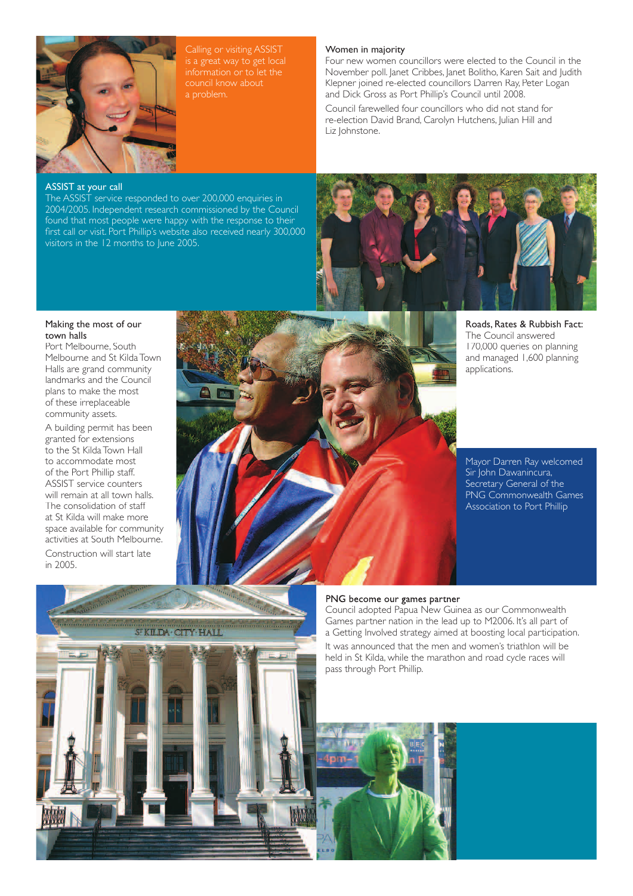Calling or visiting ASSIST is a great way to get local information or to let the council know about a problem.

### Women in majority

Four new women councillors were elected to the Council in the November poll. Janet Cribbes, Janet Bolitho, Karen Sait and Judith Klepner joined re-elected councillors Darren Ray, Peter Logan and Dick Gross as Port Phillip's Council until 2008.

Council farewelled four councillors who did not stand for re-election David Brand, Carolyn Hutchens, Julian Hill and Liz Johnstone.

### ASSIST at your call

The ASSIST service responded to over 200,000 enquiries in 2004/2005. Independent research commissioned by the Council found that most people were happy with the response to their first call or visit. Port Phillip's website also received nearly 300,000 visitors in the 12 months to June 2005.

### Making the most of our town halls

Port Melbourne, South Melbourne and St Kilda Town Halls are grand community landmarks and the Council plans to make the most of these irreplaceable community assets.

A building permit has been granted for extensions to the St Kilda Town Hall to accommodate most of the Port Phillip staff. ASSIST service counters will remain at all town halls. The consolidation of staff at St Kilda will make more space available for community activities at South Melbourne.

Construction will start late in 2005.

### Roads, Rates & Rubbish Fact:

The Council answered 170,000 queries on planning and managed 1,600 planning applications.

Mayor Darren Ray welcomed Sir John Dawanincura, Secretary General of the PNG Commonwealth Games Association to Port Phillip

### PNG become our games partner

Council adopted Papua New Guinea as our Commonwealth Games partner nation in the lead up to M2006. It's all part of a Getting Involved strategy aimed at boosting local participation.

It was announced that the men and women's triathlon will be held in St Kilda, while the marathon and road cycle races will pass through Port Phillip.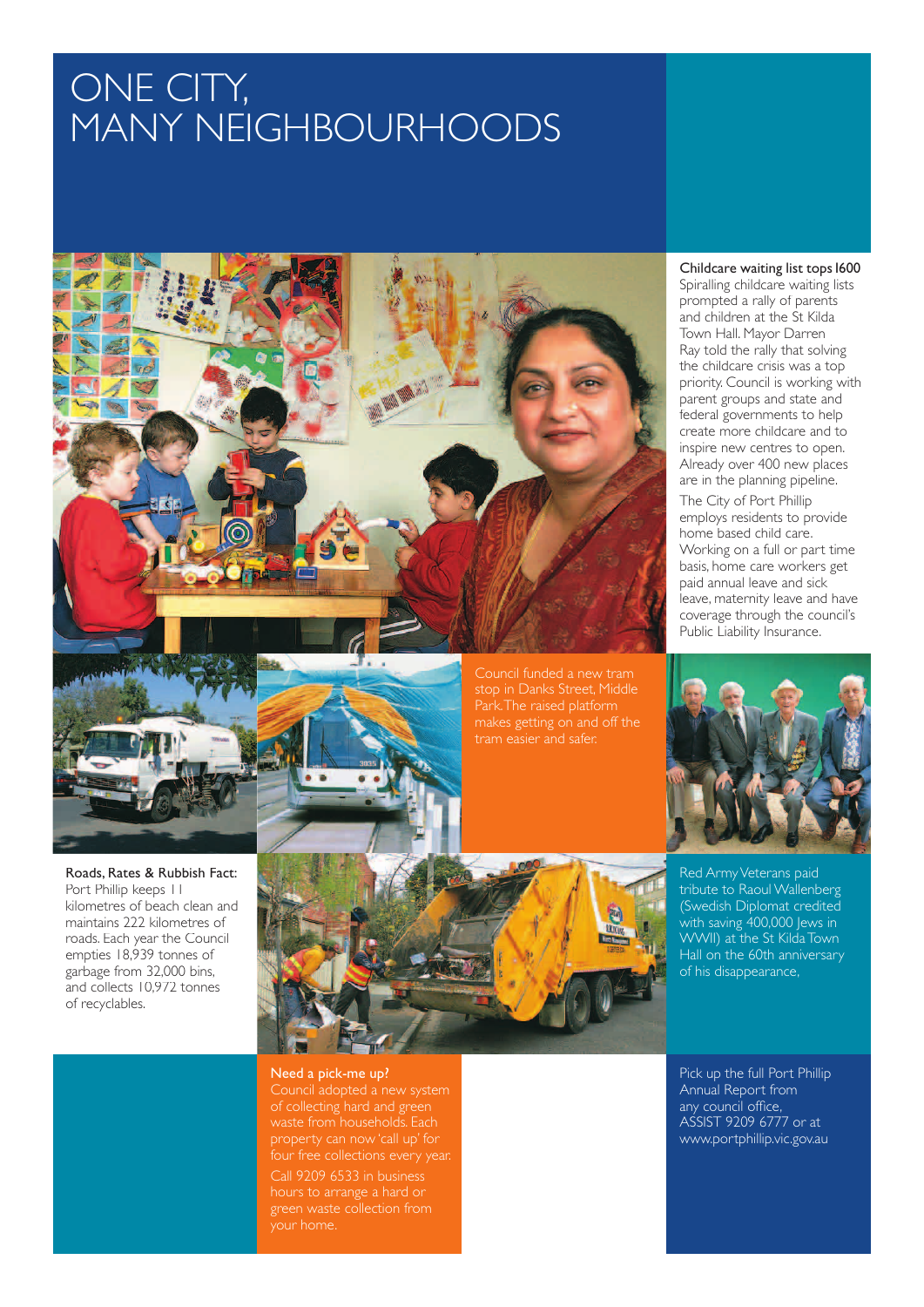# ONE CITY, MANY NEIGHBOURHOODS

**Childcare waiting list tops 1600**

Spiralling childcare waiting lists prompted a rally of parents and children at the St Kilda Town Hall. Mayor Darren Ray told the rally that solving the childcare crisis was a top priority. Council is working with parent groups and state and federal governments to help create more childcare and to inspire new centres to open. Already over 400 new places are in the planning pipeline.

The City of Port Phillip employs residents to provide home based child care. Working on a full or part time basis, home care workers get paid annual leave and sick leave, maternity leave and have coverage through the council's Public Liability Insurance.

Council funded a new tram stop in Danks Street, Middle Park. The raised platform makes getting on and off the tram easier and safer.

**Roads, Rates & Rubbish Fact:**
Port Phillip keeps 11 kilometres of beach clean and maintains 222 kilometres of roads. Each year the Council empties 18,939 tonnes of garbage from 32,000 bins, and collects 10,972 tonnes of recyclables.

Red Army Veterans paid tribute to Raoul Wallenberg (Swedish Diplomat credited with saving 400,000 Jews in WWII) at the St Kilda Town Hall on the 60th anniversary of his disappearance,

**Need a pick-me up?**
Council adopted a new system of collecting hard and green waste from households. Each property can now 'call up' for four free collections every year.

Call 9209 6533 in business hours to arrange a hard or green waste collection from your home.

Pick up the full Port Phillip Annual Report from any council office, ASSIST 9209 6777 or at www.portphillip.vic.gov.au